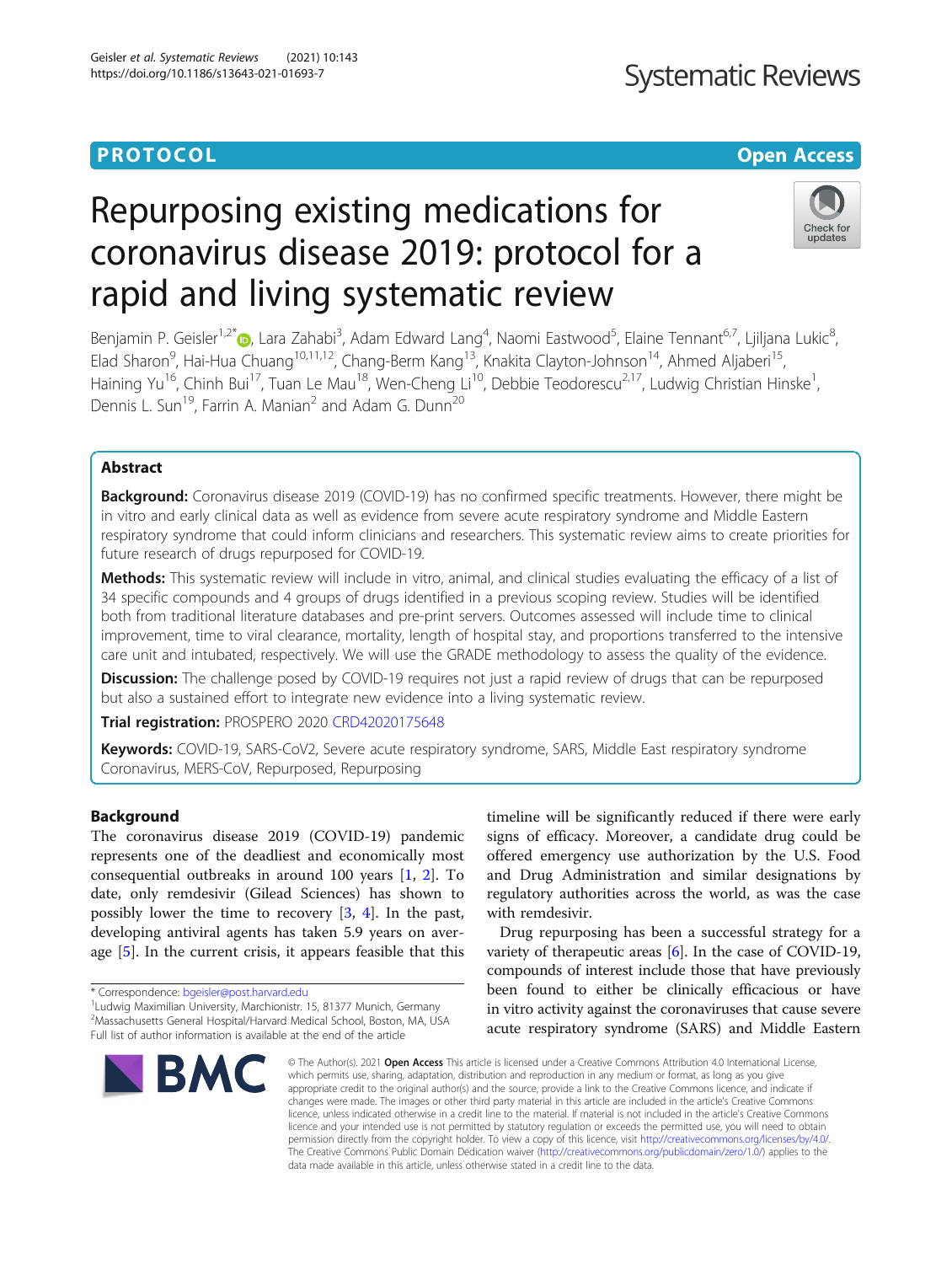**PROTOCOL** **Open Access**

# Repurposing existing medications for coronavirus disease 2019: protocol for a rapid and living systematic review

Benjamin P. Geisler[1,2*], Lara Zahabi[3], Adam Edward Lang[4], Naomi Eastwood[5], Elaine Tennant[6,7], Ljiljana Lukic[8], Elad Sharon[9], Hai-Hua Chuang[10,11,12], Chang-Berm Kang[13], Knakita Clayton-Johnson[14], Ahmed Aljaberi[15], Haining Yu[16], Chinh Bui[17], Tuan Le Mau[18], Wen-Cheng Li[10], Debbie Teodorescu[2,17], Ludwig Christian Hinske[1], Dennis L. Sun[19], Farrin A. Manian[2] and Adam G. Dunn[20]

## Abstract

**Background:** Coronavirus disease 2019 (COVID-19) has no confirmed specific treatments. However, there might be in vitro and early clinical data as well as evidence from severe acute respiratory syndrome and Middle Eastern respiratory syndrome that could inform clinicians and researchers. This systematic review aims to create priorities for future research of drugs repurposed for COVID-19.

**Methods:** This systematic review will include in vitro, animal, and clinical studies evaluating the efficacy of a list of 34 specific compounds and 4 groups of drugs identified in a previous scoping review. Studies will be identified both from traditional literature databases and pre-print servers. Outcomes assessed will include time to clinical improvement, time to viral clearance, mortality, length of hospital stay, and proportions transferred to the intensive care unit and intubated, respectively. We will use the GRADE methodology to assess the quality of the evidence.

**Discussion:** The challenge posed by COVID-19 requires not just a rapid review of drugs that can be repurposed but also a sustained effort to integrate new evidence into a living systematic review.

**Trial registration:** PROSPERO 2020 CRD42020175648

**Keywords:** COVID-19, SARS-CoV2, Severe acute respiratory syndrome, SARS, Middle East respiratory syndrome Coronavirus, MERS-CoV, Repurposed, Repurposing

## Background

The coronavirus disease 2019 (COVID-19) pandemic represents one of the deadliest and economically most consequential outbreaks in around 100 years [1, 2]. To date, only remdesivir (Gilead Sciences) has shown to possibly lower the time to recovery [3, 4]. In the past, developing antiviral agents has taken 5.9 years on average [5]. In the current crisis, it appears feasible that this timeline will be significantly reduced if there were early signs of efficacy. Moreover, a candidate drug could be offered emergency use authorization by the U.S. Food and Drug Administration and similar designations by regulatory authorities across the world, as was the case with remdesivir.

Drug repurposing has been a successful strategy for a variety of therapeutic areas [6]. In the case of COVID-19, compounds of interest include those that have previously been found to either be clinically efficacious or have in vitro activity against the coronaviruses that cause severe acute respiratory syndrome (SARS) and Middle Eastern

\* Correspondence: bgeisler@post.harvard.edu
[1]Ludwig Maximilian University, Marchionistr. 15, 81377 Munich, Germany
[2]Massachusetts General Hospital/Harvard Medical School, Boston, MA, USA
Full list of author information is available at the end of the article

© The Author(s). 2021 **Open Access** This article is licensed under a Creative Commons Attribution 4.0 International License, which permits use, sharing, adaptation, distribution and reproduction in any medium or format, as long as you give appropriate credit to the original author(s) and the source, provide a link to the Creative Commons licence, and indicate if changes were made. The images or other third party material in this article are included in the article's Creative Commons licence, unless indicated otherwise in a credit line to the material. If material is not included in the article's Creative Commons licence and your intended use is not permitted by statutory regulation or exceeds the permitted use, you will need to obtain permission directly from the copyright holder. To view a copy of this licence, visit http://creativecommons.org/licenses/by/4.0/. The Creative Commons Public Domain Dedication waiver (http://creativecommons.org/publicdomain/zero/1.0/) applies to the data made available in this article, unless otherwise stated in a credit line to the data.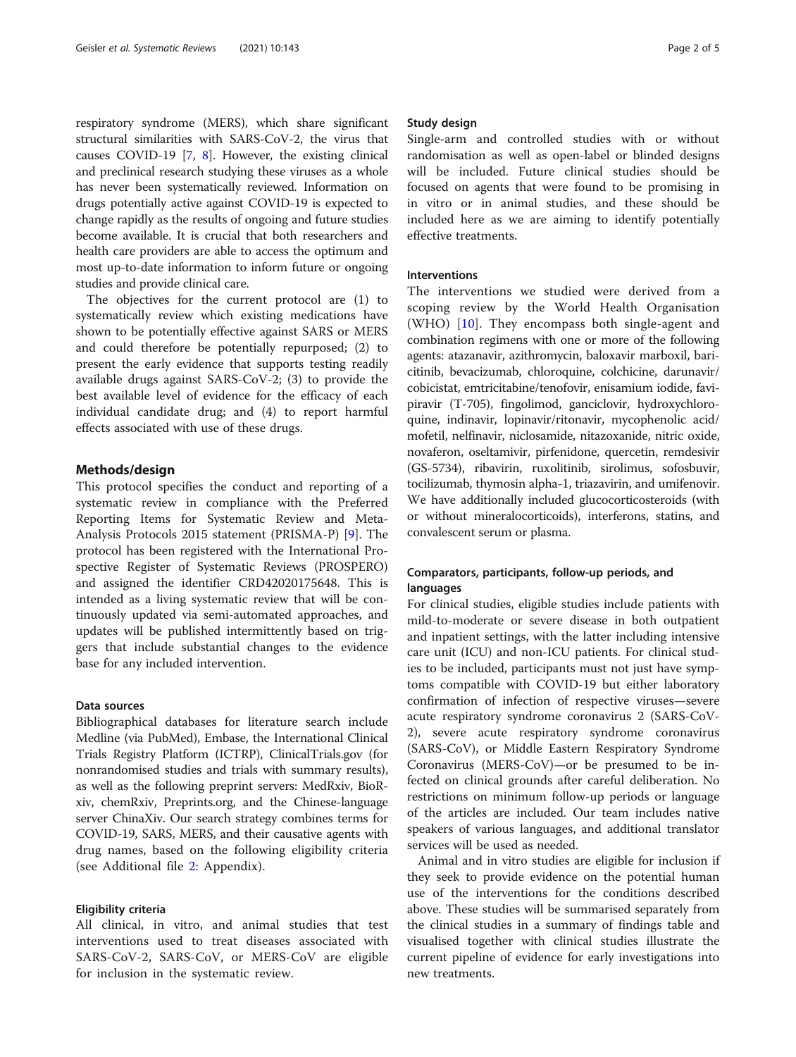respiratory syndrome (MERS), which share significant structural similarities with SARS-CoV-2, the virus that causes COVID-19 [7, 8]. However, the existing clinical and preclinical research studying these viruses as a whole has never been systematically reviewed. Information on drugs potentially active against COVID-19 is expected to change rapidly as the results of ongoing and future studies become available. It is crucial that both researchers and health care providers are able to access the optimum and most up-to-date information to inform future or ongoing studies and provide clinical care.

The objectives for the current protocol are (1) to systematically review which existing medications have shown to be potentially effective against SARS or MERS and could therefore be potentially repurposed; (2) to present the early evidence that supports testing readily available drugs against SARS-CoV-2; (3) to provide the best available level of evidence for the efficacy of each individual candidate drug; and (4) to report harmful effects associated with use of these drugs.

## Methods/design

This protocol specifies the conduct and reporting of a systematic review in compliance with the Preferred Reporting Items for Systematic Review and Meta-Analysis Protocols 2015 statement (PRISMA-P) [9]. The protocol has been registered with the International Prospective Register of Systematic Reviews (PROSPERO) and assigned the identifier CRD42020175648. This is intended as a living systematic review that will be continuously updated via semi-automated approaches, and updates will be published intermittently based on triggers that include substantial changes to the evidence base for any included intervention.

### Data sources

Bibliographical databases for literature search include Medline (via PubMed), Embase, the International Clinical Trials Registry Platform (ICTRP), ClinicalTrials.gov (for nonrandomised studies and trials with summary results), as well as the following preprint servers: MedRxiv, BioRxiv, chemRxiv, Preprints.org, and the Chinese-language server ChinaXiv. Our search strategy combines terms for COVID-19, SARS, MERS, and their causative agents with drug names, based on the following eligibility criteria (see Additional file 2: Appendix).

### Eligibility criteria

All clinical, in vitro, and animal studies that test interventions used to treat diseases associated with SARS-CoV-2, SARS-CoV, or MERS-CoV are eligible for inclusion in the systematic review.

### Study design

Single-arm and controlled studies with or without randomisation as well as open-label or blinded designs will be included. Future clinical studies should be focused on agents that were found to be promising in in vitro or in animal studies, and these should be included here as we are aiming to identify potentially effective treatments.

### Interventions

The interventions we studied were derived from a scoping review by the World Health Organisation (WHO) [10]. They encompass both single-agent and combination regimens with one or more of the following agents: atazanavir, azithromycin, baloxavir marboxil, baricitinib, bevacizumab, chloroquine, colchicine, darunavir/cobicistat, emtricitabine/tenofovir, enisamium iodide, favipiravir (T-705), fingolimod, ganciclovir, hydroxychloroquine, indinavir, lopinavir/ritonavir, mycophenolic acid/mofetil, nelfinavir, niclosamide, nitazoxanide, nitric oxide, novaferon, oseltamivir, pirfenidone, quercetin, remdesivir (GS-5734), ribavirin, ruxolitinib, sirolimus, sofosbuvir, tocilizumab, thymosin alpha-1, triazavirin, and umifenovir. We have additionally included glucocorticosteroids (with or without mineralocorticoids), interferons, statins, and convalescent serum or plasma.

### Comparators, participants, follow-up periods, and languages

For clinical studies, eligible studies include patients with mild-to-moderate or severe disease in both outpatient and inpatient settings, with the latter including intensive care unit (ICU) and non-ICU patients. For clinical studies to be included, participants must not just have symptoms compatible with COVID-19 but either laboratory confirmation of infection of respective viruses—severe acute respiratory syndrome coronavirus 2 (SARS-CoV-2), severe acute respiratory syndrome coronavirus (SARS-CoV), or Middle Eastern Respiratory Syndrome Coronavirus (MERS-CoV)—or be presumed to be infected on clinical grounds after careful deliberation. No restrictions on minimum follow-up periods or language of the articles are included. Our team includes native speakers of various languages, and additional translator services will be used as needed.

Animal and in vitro studies are eligible for inclusion if they seek to provide evidence on the potential human use of the interventions for the conditions described above. These studies will be summarised separately from the clinical studies in a summary of findings table and visualised together with clinical studies illustrate the current pipeline of evidence for early investigations into new treatments.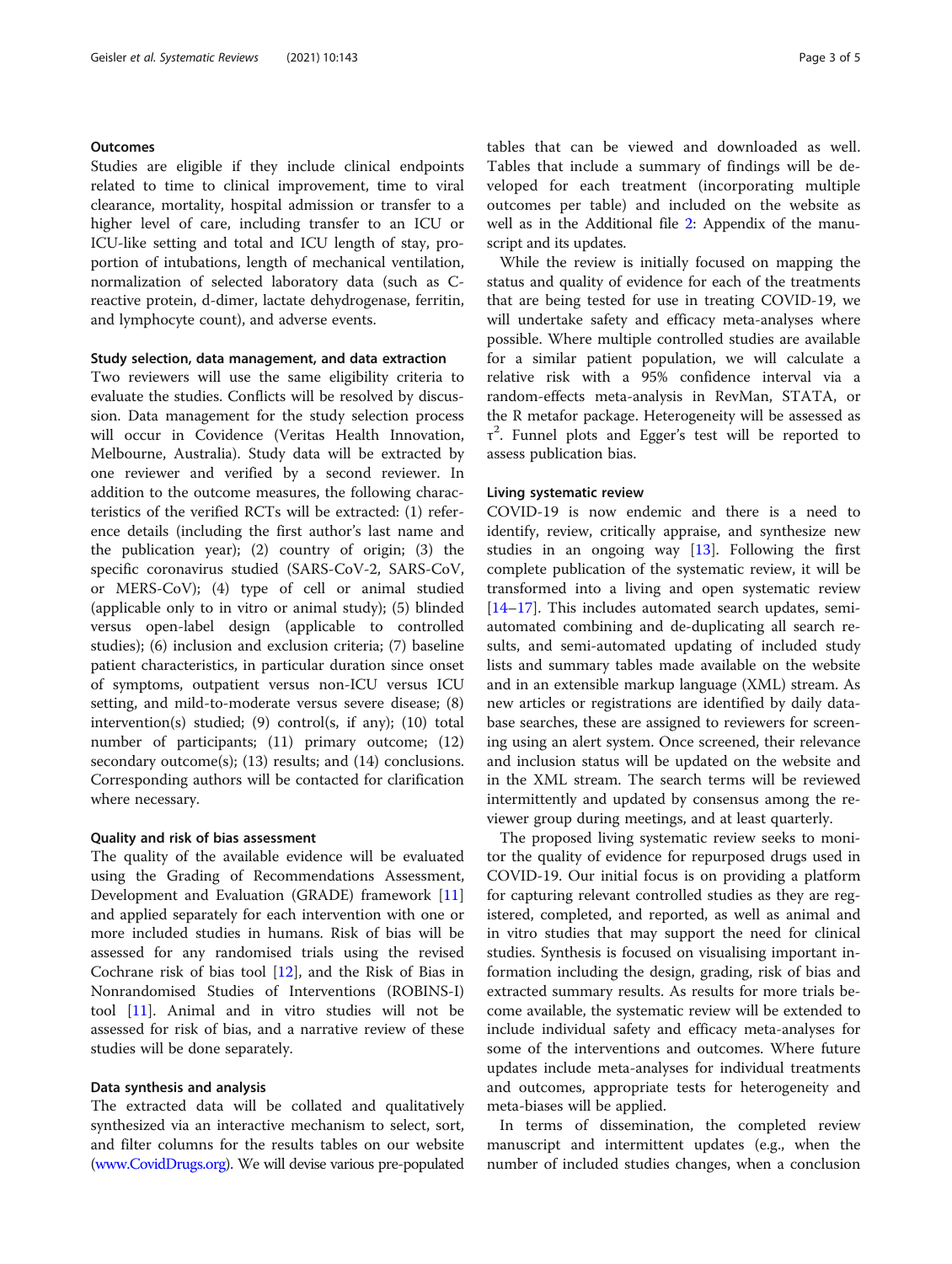### Outcomes

Studies are eligible if they include clinical endpoints related to time to clinical improvement, time to viral clearance, mortality, hospital admission or transfer to a higher level of care, including transfer to an ICU or ICU-like setting and total and ICU length of stay, proportion of intubations, length of mechanical ventilation, normalization of selected laboratory data (such as C-reactive protein, d-dimer, lactate dehydrogenase, ferritin, and lymphocyte count), and adverse events.

### Study selection, data management, and data extraction

Two reviewers will use the same eligibility criteria to evaluate the studies. Conflicts will be resolved by discussion. Data management for the study selection process will occur in Covidence (Veritas Health Innovation, Melbourne, Australia). Study data will be extracted by one reviewer and verified by a second reviewer. In addition to the outcome measures, the following characteristics of the verified RCTs will be extracted: (1) reference details (including the first author's last name and the publication year); (2) country of origin; (3) the specific coronavirus studied (SARS-CoV-2, SARS-CoV, or MERS-CoV); (4) type of cell or animal studied (applicable only to in vitro or animal study); (5) blinded versus open-label design (applicable to controlled studies); (6) inclusion and exclusion criteria; (7) baseline patient characteristics, in particular duration since onset of symptoms, outpatient versus non-ICU versus ICU setting, and mild-to-moderate versus severe disease; (8) intervention(s) studied; (9) control(s, if any); (10) total number of participants; (11) primary outcome; (12) secondary outcome(s); (13) results; and (14) conclusions. Corresponding authors will be contacted for clarification where necessary.

### Quality and risk of bias assessment

The quality of the available evidence will be evaluated using the Grading of Recommendations Assessment, Development and Evaluation (GRADE) framework [11] and applied separately for each intervention with one or more included studies in humans. Risk of bias will be assessed for any randomised trials using the revised Cochrane risk of bias tool [12], and the Risk of Bias in Nonrandomised Studies of Interventions (ROBINS-I) tool [11]. Animal and in vitro studies will not be assessed for risk of bias, and a narrative review of these studies will be done separately.

### Data synthesis and analysis

The extracted data will be collated and qualitatively synthesized via an interactive mechanism to select, sort, and filter columns for the results tables on our website (www.CovidDrugs.org). We will devise various pre-populated tables that can be viewed and downloaded as well. Tables that include a summary of findings will be developed for each treatment (incorporating multiple outcomes per table) and included on the website as well as in the Additional file 2: Appendix of the manuscript and its updates.

While the review is initially focused on mapping the status and quality of evidence for each of the treatments that are being tested for use in treating COVID-19, we will undertake safety and efficacy meta-analyses where possible. Where multiple controlled studies are available for a similar patient population, we will calculate a relative risk with a 95% confidence interval via a random-effects meta-analysis in RevMan, STATA, or the R metafor package. Heterogeneity will be assessed as $\tau^2$. Funnel plots and Egger's test will be reported to assess publication bias.

### Living systematic review

COVID-19 is now endemic and there is a need to identify, review, critically appraise, and synthesize new studies in an ongoing way [13]. Following the first complete publication of the systematic review, it will be transformed into a living and open systematic review [14–17]. This includes automated search updates, semi-automated combining and de-duplicating all search results, and semi-automated updating of included study lists and summary tables made available on the website and in an extensible markup language (XML) stream. As new articles or registrations are identified by daily database searches, these are assigned to reviewers for screening using an alert system. Once screened, their relevance and inclusion status will be updated on the website and in the XML stream. The search terms will be reviewed intermittently and updated by consensus among the reviewer group during meetings, and at least quarterly.

The proposed living systematic review seeks to monitor the quality of evidence for repurposed drugs used in COVID-19. Our initial focus is on providing a platform for capturing relevant controlled studies as they are registered, completed, and reported, as well as animal and in vitro studies that may support the need for clinical studies. Synthesis is focused on visualising important information including the design, grading, risk of bias and extracted summary results. As results for more trials become available, the systematic review will be extended to include individual safety and efficacy meta-analyses for some of the interventions and outcomes. Where future updates include meta-analyses for individual treatments and outcomes, appropriate tests for heterogeneity and meta-biases will be applied.

In terms of dissemination, the completed review manuscript and intermittent updates (e.g., when the number of included studies changes, when a conclusion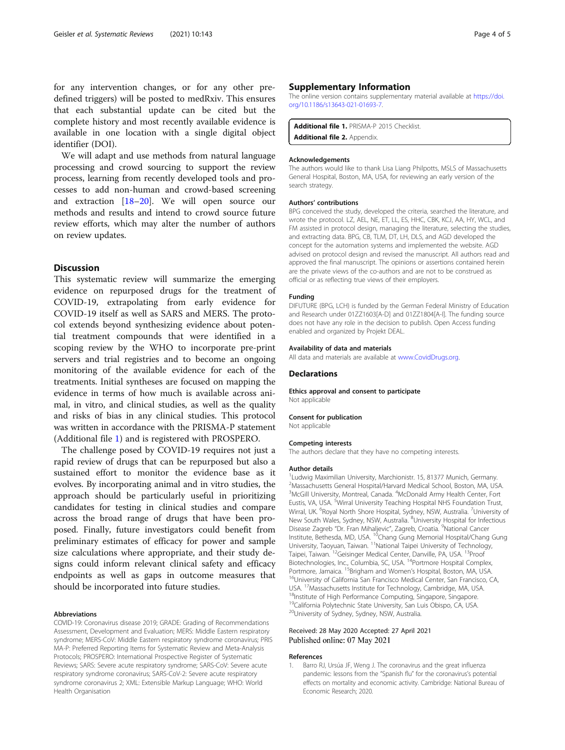for any intervention changes, or for any other predefined triggers) will be posted to medRxiv. This ensures that each substantial update can be cited but the complete history and most recently available evidence is available in one location with a single digital object identifier (DOI).

We will adapt and use methods from natural language processing and crowd sourcing to support the review process, learning from recently developed tools and processes to add non-human and crowd-based screening and extraction [18–20]. We will open source our methods and results and intend to crowd source future review efforts, which may alter the number of authors on review updates.

## Discussion

This systematic review will summarize the emerging evidence on repurposed drugs for the treatment of COVID-19, extrapolating from early evidence for COVID-19 itself as well as SARS and MERS. The protocol extends beyond synthesizing evidence about potential treatment compounds that were identified in a scoping review by the WHO to incorporate pre-print servers and trial registries and to become an ongoing monitoring of the available evidence for each of the treatments. Initial syntheses are focused on mapping the evidence in terms of how much is available across animal, in vitro, and clinical studies, as well as the quality and risks of bias in any clinical studies. This protocol was written in accordance with the PRISMA-P statement (Additional file 1) and is registered with PROSPERO.

The challenge posed by COVID-19 requires not just a rapid review of drugs that can be repurposed but also a sustained effort to monitor the evidence base as it evolves. By incorporating animal and in vitro studies, the approach should be particularly useful in prioritizing candidates for testing in clinical studies and compare across the broad range of drugs that have been proposed. Finally, future investigators could benefit from preliminary estimates of efficacy for power and sample size calculations where appropriate, and their study designs could inform relevant clinical safety and efficacy endpoints as well as gaps in outcome measures that should be incorporated into future studies.

### Abbreviations

COVID-19: Coronavirus disease 2019; GRADE: Grading of Recommendations Assessment, Development and Evaluation; MERS: Middle Eastern respiratory syndrome; MERS-CoV: Middle Eastern respiratory syndrome coronavirus; PRISMA-P: Preferred Reporting Items for Systematic Review and Meta-Analysis Protocols; PROSPERO: International Prospective Register of Systematic Reviews; SARS: Severe acute respiratory syndrome; SARS-CoV: Severe acute respiratory syndrome coronavirus; SARS-CoV-2: Severe acute respiratory syndrome coronavirus 2; XML: Extensible Markup Language; WHO: World Health Organisation

## Supplementary Information

The online version contains supplementary material available at https://doi.org/10.1186/s13643-021-01693-7.

**Additional file 1.** PRISMA-P 2015 Checklist.
**Additional file 2.** Appendix.

### Acknowledgements

The authors would like to thank Lisa Liang Philpotts, MSLS of Massachusetts General Hospital, Boston, MA, USA, for reviewing an early version of the search strategy.

### Authors' contributions

BPG conceived the study, developed the criteria, searched the literature, and wrote the protocol. LZ, AEL, NE, ET, LL, ES, HHC, CBK, KCJ, AA, HY, WCL, and FM assisted in protocol design, managing the literature, selecting the studies, and extracting data. BPG, CB, TLM, DT, LH, DLS, and AGD developed the concept for the automation systems and implemented the website. AGD advised on protocol design and revised the manuscript. All authors read and approved the final manuscript. The opinions or assertions contained herein are the private views of the co-authors and are not to be construed as official or as reflecting true views of their employers.

### Funding

DIFUTURE (BPG, LCH) is funded by the German Federal Ministry of Education and Research under 01ZZ1603[A-D] and 01ZZ1804[A-I]. The funding source does not have any role in the decision to publish. Open Access funding enabled and organized by Projekt DEAL.

### Availability of data and materials

All data and materials are available at www.CovidDrugs.org.

## Declarations

### Ethics approval and consent to participate

Not applicable

### Consent for publication

Not applicable

### Competing interests

The authors declare that they have no competing interests.

### Author details

[1]Ludwig Maximilian University, Marchionistr. 15, 81377 Munich, Germany. [2]Massachusetts General Hospital/Harvard Medical School, Boston, MA, USA. [3]McGill University, Montreal, Canada. [4]McDonald Army Health Center, Fort Eustis, VA, USA. [5]Wirral University Teaching Hospital NHS Foundation Trust, Wirral, UK. [6]Royal North Shore Hospital, Sydney, NSW, Australia. [7]University of New South Wales, Sydney, NSW, Australia. [8]University Hospital for Infectious Disease Zagreb "Dr. Fran Mihaljevic", Zagreb, Croatia. [9]National Cancer Institute, Bethesda, MD, USA. [10]Chang Gung Memorial Hospital/Chang Gung University, Taoyuan, Taiwan. [11]National Taipei University of Technology, Taipei, Taiwan. [12]Geisinger Medical Center, Danville, PA, USA. [13]Proof Biotechnologies, Inc., Columbia, SC, USA. [14]Portmore Hospital Complex, Portmore, Jamaica. [15]Brigham and Women's Hospital, Boston, MA, USA. [16]University of California San Francisco Medical Center, San Francisco, CA, USA. [17]Massachusetts Institute for Technology, Cambridge, MA, USA. [18]Institute of High Performance Computing, Singapore, Singapore. [19]California Polytechnic State University, San Luis Obispo, CA, USA. [20]University of Sydney, Sydney, NSW, Australia.

Received: 28 May 2020 Accepted: 27 April 2021
Published online: 07 May 2021

### References

1. Barro RJ, Ursúa JF, Weng J. The coronavirus and the great influenza pandemic: lessons from the "Spanish flu" for the coronavirus's potential effects on mortality and economic activity. Cambridge: National Bureau of Economic Research; 2020.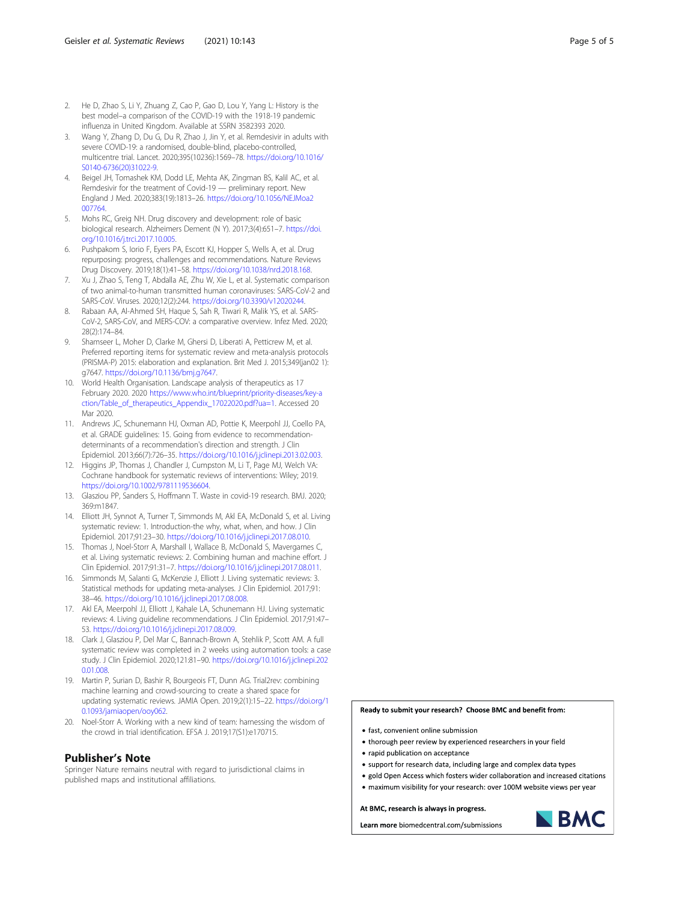2. He D, Zhao S, Li Y, Zhuang Z, Cao P, Gao D, Lou Y, Yang L: History is the best model–a comparison of the COVID-19 with the 1918-19 pandemic influenza in United Kingdom. Available at SSRN 3582393 2020.
3. Wang Y, Zhang D, Du G, Du R, Zhao J, Jin Y, et al. Remdesivir in adults with severe COVID-19: a randomised, double-blind, placebo-controlled, multicentre trial. Lancet. 2020;395(10236):1569–78. https://doi.org/10.1016/S0140-6736(20)31022-9.
4. Beigel JH, Tomashek KM, Dodd LE, Mehta AK, Zingman BS, Kalil AC, et al. Remdesivir for the treatment of Covid-19 — preliminary report. New England J Med. 2020;383(19):1813–26. https://doi.org/10.1056/NEJMoa2007764.
5. Mohs RC, Greig NH. Drug discovery and development: role of basic biological research. Alzheimers Dement (N Y). 2017;3(4):651–7. https://doi.org/10.1016/j.trci.2017.10.005.
6. Pushpakom S, Iorio F, Eyers PA, Escott KJ, Hopper S, Wells A, et al. Drug repurposing: progress, challenges and recommendations. Nature Reviews Drug Discovery. 2019;18(1):41–58. https://doi.org/10.1038/nrd.2018.168.
7. Xu J, Zhao S, Teng T, Abdalla AE, Zhu W, Xie L, et al. Systematic comparison of two animal-to-human transmitted human coronaviruses: SARS-CoV-2 and SARS-CoV. Viruses. 2020;12(2):244. https://doi.org/10.3390/v12020244.
8. Rabaan AA, Al-Ahmed SH, Haque S, Sah R, Tiwari R, Malik YS, et al. SARS-CoV-2, SARS-CoV, and MERS-COV: a comparative overview. Infez Med. 2020;28(2):174–84.
9. Shamseer L, Moher D, Clarke M, Ghersi D, Liberati A, Petticrew M, et al. Preferred reporting items for systematic review and meta-analysis protocols (PRISMA-P) 2015: elaboration and explanation. Brit Med J. 2015;349(jan02 1):g7647. https://doi.org/10.1136/bmj.g7647.
10. World Health Organisation. Landscape analysis of therapeutics as 17 February 2020. 2020 https://www.who.int/blueprint/priority-diseases/key-action/Table_of_therapeutics_Appendix_17022020.pdf?ua=1. Accessed 20 Mar 2020.
11. Andrews JC, Schunemann HJ, Oxman AD, Pottie K, Meerpohl JJ, Coello PA, et al. GRADE guidelines: 15. Going from evidence to recommendation-determinants of a recommendation's direction and strength. J Clin Epidemiol. 2013;66(7):726–35. https://doi.org/10.1016/j.jclinepi.2013.02.003.
12. Higgins JP, Thomas J, Chandler J, Cumpston M, Li T, Page MJ, Welch VA: Cochrane handbook for systematic reviews of interventions: Wiley; 2019. https://doi.org/10.1002/9781119536604.
13. Glasziou PP, Sanders S, Hoffmann T. Waste in covid-19 research. BMJ. 2020;369:m1847.
14. Elliott JH, Synnot A, Turner T, Simmonds M, Akl EA, McDonald S, et al. Living systematic review: 1. Introduction-the why, what, when, and how. J Clin Epidemiol. 2017;91:23–30. https://doi.org/10.1016/j.jclinepi.2017.08.010.
15. Thomas J, Noel-Storr A, Marshall I, Wallace B, McDonald S, Mavergames C, et al. Living systematic reviews: 2. Combining human and machine effort. J Clin Epidemiol. 2017;91:31–7. https://doi.org/10.1016/j.jclinepi.2017.08.011.
16. Simmonds M, Salanti G, McKenzie J, Elliott J. Living systematic reviews: 3. Statistical methods for updating meta-analyses. J Clin Epidemiol. 2017;91:38–46. https://doi.org/10.1016/j.jclinepi.2017.08.008.
17. Akl EA, Meerpohl JJ, Elliott J, Kahale LA, Schunemann HJ. Living systematic reviews: 4. Living guideline recommendations. J Clin Epidemiol. 2017;91:47–53. https://doi.org/10.1016/j.jclinepi.2017.08.009.
18. Clark J, Glasziou P, Del Mar C, Bannach-Brown A, Stehlik P, Scott AM. A full systematic review was completed in 2 weeks using automation tools: a case study. J Clin Epidemiol. 2020;121:81–90. https://doi.org/10.1016/j.jclinepi.2020.01.008.
19. Martin P, Surian D, Bashir R, Bourgeois FT, Dunn AG. Trial2rev: combining machine learning and crowd-sourcing to create a shared space for updating systematic reviews. JAMIA Open. 2019;2(1):15–22. https://doi.org/10.1093/jamiaopen/ooy062.
20. Noel-Storr A. Working with a new kind of team: harnessing the wisdom of the crowd in trial identification. EFSA J. 2019;17(S1):e170715.

## Publisher's Note

Springer Nature remains neutral with regard to jurisdictional claims in published maps and institutional affiliations.

**Ready to submit your research? Choose BMC and benefit from:**

- fast, convenient online submission
- thorough peer review by experienced researchers in your field
- rapid publication on acceptance
- support for research data, including large and complex data types
- gold Open Access which fosters wider collaboration and increased citations
- maximum visibility for your research: over 100M website views per year

**At BMC, research is always in progress.**

**Learn more** biomedcentral.com/submissions

BMC